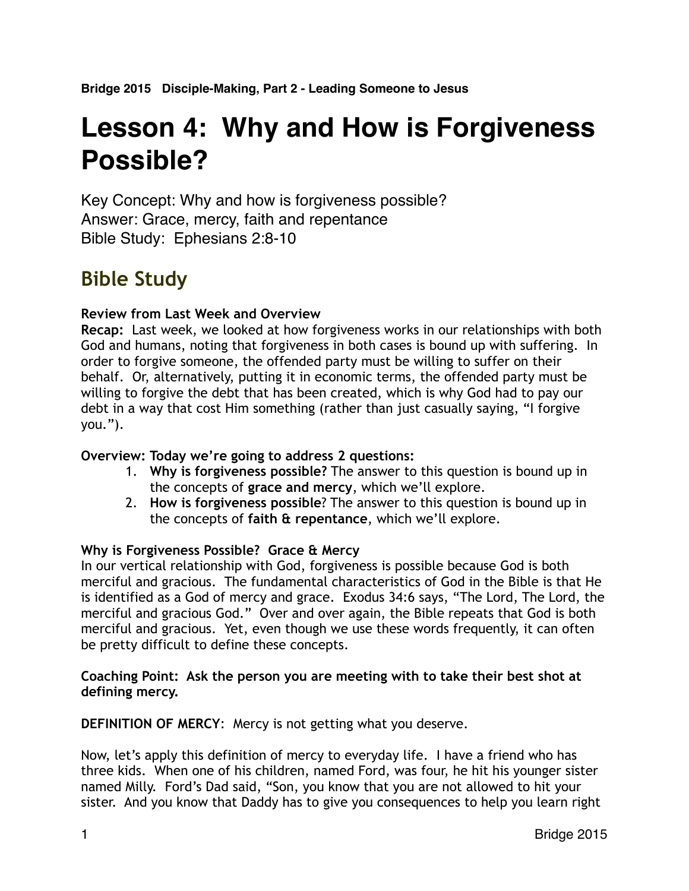**Bridge 2015 Disciple-Making, Part 2 - Leading Someone to Jesus**

# Lesson 4: Why and How is Forgiveness Possible?

Key Concept: Why and how is forgiveness possible?
Answer: Grace, mercy, faith and repentance
Bible Study: Ephesians 2:8-10

## Bible Study

**Review from Last Week and Overview**
**Recap:** Last week, we looked at how forgiveness works in our relationships with both God and humans, noting that forgiveness in both cases is bound up with suffering. In order to forgive someone, the offended party must be willing to suffer on their behalf. Or, alternatively, putting it in economic terms, the offended party must be willing to forgive the debt that has been created, which is why God had to pay our debt in a way that cost Him something (rather than just casually saying, "I forgive you.").

**Overview: Today we're going to address 2 questions:**

1. **Why is forgiveness possible?** The answer to this question is bound up in the concepts of **grace and mercy**, which we'll explore.
2. **How is forgiveness possible**? The answer to this question is bound up in the concepts of **faith & repentance**, which we'll explore.

**Why is Forgiveness Possible? Grace & Mercy**
In our vertical relationship with God, forgiveness is possible because God is both merciful and gracious. The fundamental characteristics of God in the Bible is that He is identified as a God of mercy and grace. Exodus 34:6 says, "The Lord, The Lord, the merciful and gracious God." Over and over again, the Bible repeats that God is both merciful and gracious. Yet, even though we use these words frequently, it can often be pretty difficult to define these concepts.

**Coaching Point: Ask the person you are meeting with to take their best shot at defining mercy.**

**DEFINITION OF MERCY**: Mercy is not getting what you deserve.

Now, let's apply this definition of mercy to everyday life. I have a friend who has three kids. When one of his children, named Ford, was four, he hit his younger sister named Milly. Ford's Dad said, "Son, you know that you are not allowed to hit your sister. And you know that Daddy has to give you consequences to help you learn right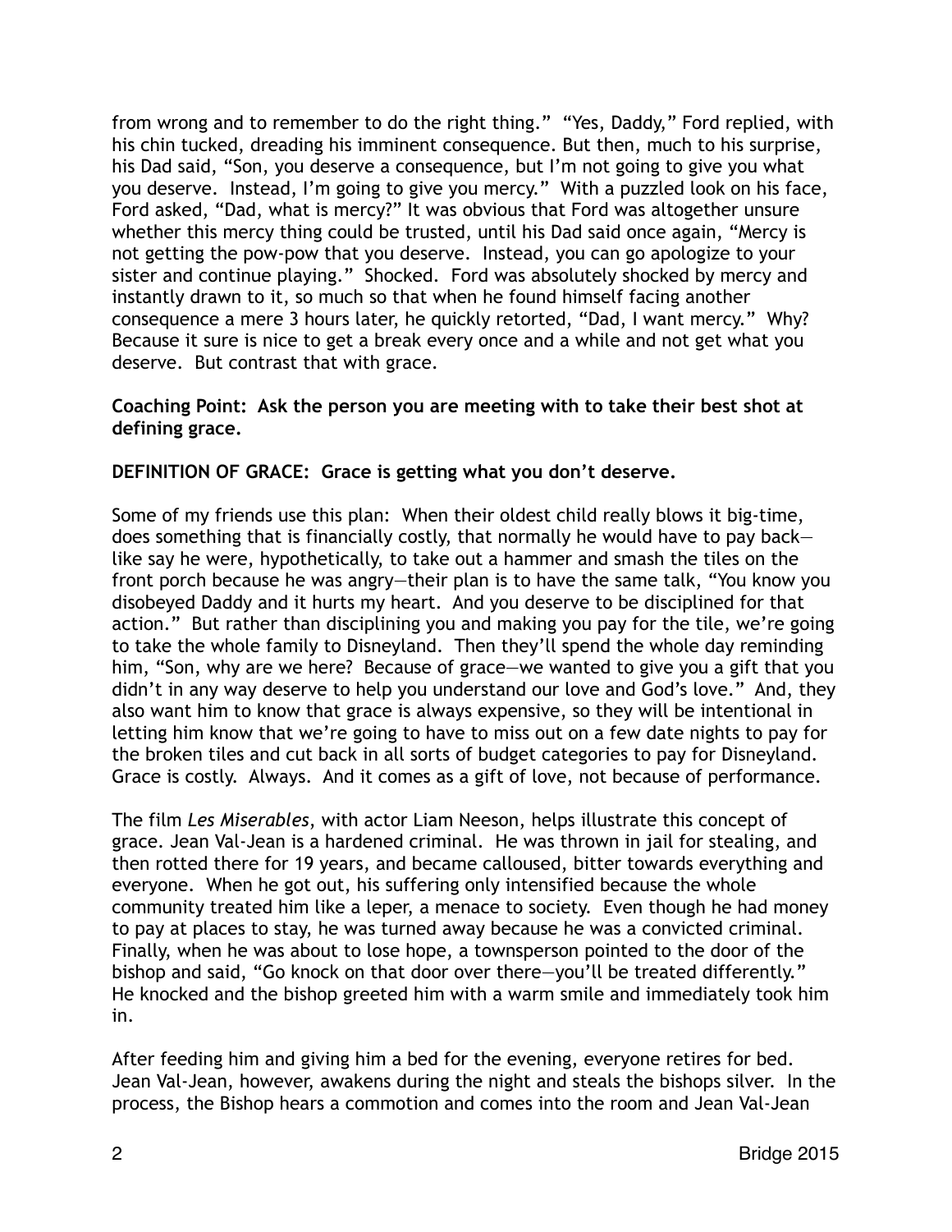from wrong and to remember to do the right thing." "Yes, Daddy," Ford replied, with his chin tucked, dreading his imminent consequence. But then, much to his surprise, his Dad said, "Son, you deserve a consequence, but I'm not going to give you what you deserve. Instead, I'm going to give you mercy." With a puzzled look on his face, Ford asked, "Dad, what is mercy?" It was obvious that Ford was altogether unsure whether this mercy thing could be trusted, until his Dad said once again, "Mercy is not getting the pow-pow that you deserve. Instead, you can go apologize to your sister and continue playing." Shocked. Ford was absolutely shocked by mercy and instantly drawn to it, so much so that when he found himself facing another consequence a mere 3 hours later, he quickly retorted, "Dad, I want mercy." Why? Because it sure is nice to get a break every once and a while and not get what you deserve. But contrast that with grace.

**Coaching Point: Ask the person you are meeting with to take their best shot at defining grace.**

**DEFINITION OF GRACE: Grace is getting what you don't deserve.**

Some of my friends use this plan: When their oldest child really blows it big-time, does something that is financially costly, that normally he would have to pay back—like say he were, hypothetically, to take out a hammer and smash the tiles on the front porch because he was angry—their plan is to have the same talk, "You know you disobeyed Daddy and it hurts my heart. And you deserve to be disciplined for that action." But rather than disciplining you and making you pay for the tile, we're going to take the whole family to Disneyland. Then they'll spend the whole day reminding him, "Son, why are we here? Because of grace—we wanted to give you a gift that you didn't in any way deserve to help you understand our love and God's love." And, they also want him to know that grace is always expensive, so they will be intentional in letting him know that we're going to have to miss out on a few date nights to pay for the broken tiles and cut back in all sorts of budget categories to pay for Disneyland. Grace is costly. Always. And it comes as a gift of love, not because of performance.

The film *Les Miserables*, with actor Liam Neeson, helps illustrate this concept of grace. Jean Val-Jean is a hardened criminal. He was thrown in jail for stealing, and then rotted there for 19 years, and became calloused, bitter towards everything and everyone. When he got out, his suffering only intensified because the whole community treated him like a leper, a menace to society. Even though he had money to pay at places to stay, he was turned away because he was a convicted criminal. Finally, when he was about to lose hope, a townsperson pointed to the door of the bishop and said, "Go knock on that door over there—you'll be treated differently." He knocked and the bishop greeted him with a warm smile and immediately took him in.

After feeding him and giving him a bed for the evening, everyone retires for bed. Jean Val-Jean, however, awakens during the night and steals the bishops silver. In the process, the Bishop hears a commotion and comes into the room and Jean Val-Jean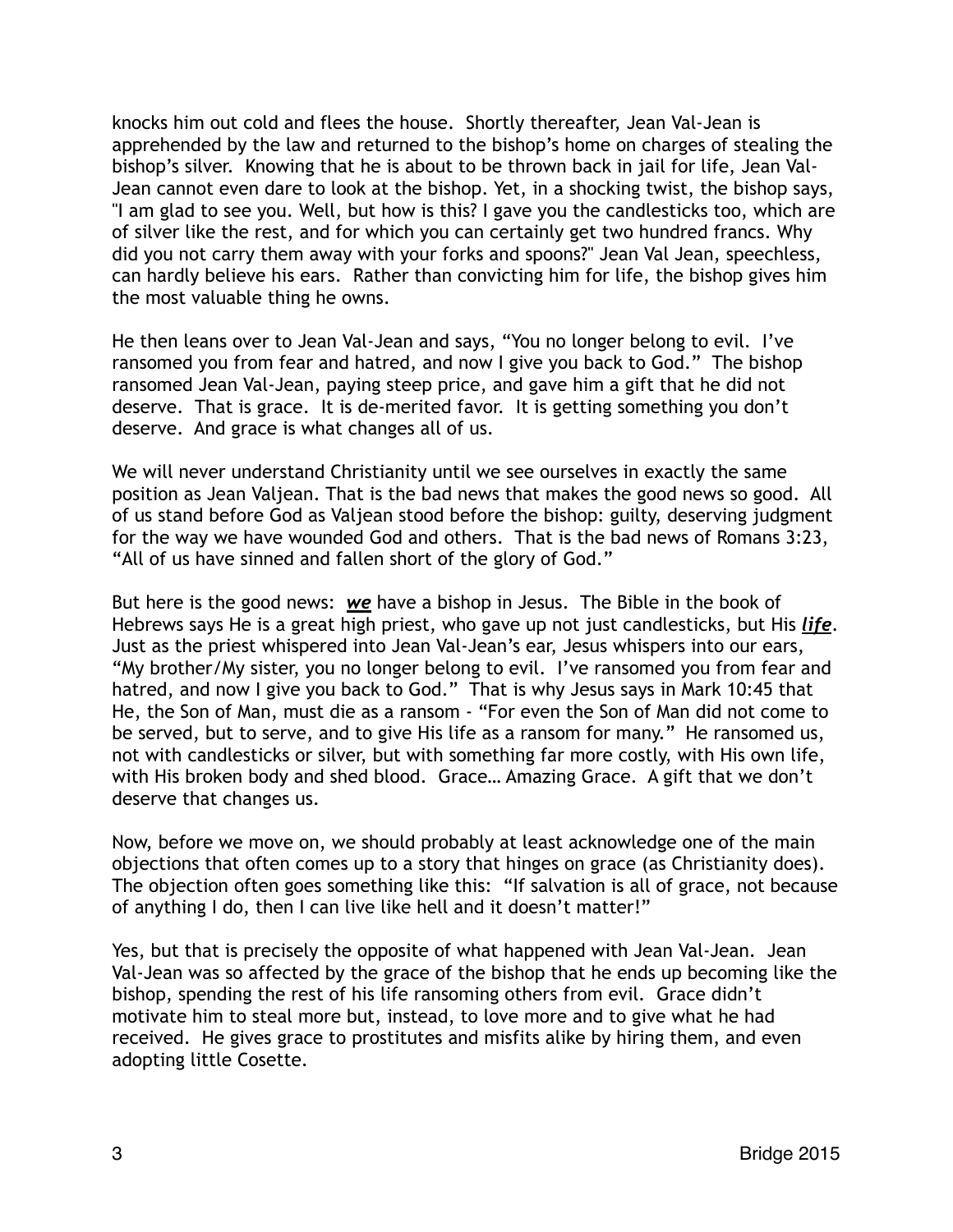knocks him out cold and flees the house. Shortly thereafter, Jean Val-Jean is apprehended by the law and returned to the bishop's home on charges of stealing the bishop's silver. Knowing that he is about to be thrown back in jail for life, Jean Val-Jean cannot even dare to look at the bishop. Yet, in a shocking twist, the bishop says, "I am glad to see you. Well, but how is this? I gave you the candlesticks too, which are of silver like the rest, and for which you can certainly get two hundred francs. Why did you not carry them away with your forks and spoons?" Jean Val Jean, speechless, can hardly believe his ears. Rather than convicting him for life, the bishop gives him the most valuable thing he owns.

He then leans over to Jean Val-Jean and says, "You no longer belong to evil. I've ransomed you from fear and hatred, and now I give you back to God." The bishop ransomed Jean Val-Jean, paying steep price, and gave him a gift that he did not deserve. That is grace. It is de-merited favor. It is getting something you don't deserve. And grace is what changes all of us.

We will never understand Christianity until we see ourselves in exactly the same position as Jean Valjean. That is the bad news that makes the good news so good. All of us stand before God as Valjean stood before the bishop: guilty, deserving judgment for the way we have wounded God and others. That is the bad news of Romans 3:23, "All of us have sinned and fallen short of the glory of God."

But here is the good news: ***<u>we</u>*** have a bishop in Jesus. The Bible in the book of Hebrews says He is a great high priest, who gave up not just candlesticks, but His ***<u>life</u>***. Just as the priest whispered into Jean Val-Jean's ear, Jesus whispers into our ears, "My brother/My sister, you no longer belong to evil. I've ransomed you from fear and hatred, and now I give you back to God." That is why Jesus says in Mark 10:45 that He, the Son of Man, must die as a ransom - "For even the Son of Man did not come to be served, but to serve, and to give His life as a ransom for many." He ransomed us, not with candlesticks or silver, but with something far more costly, with His own life, with His broken body and shed blood. Grace… Amazing Grace. A gift that we don't deserve that changes us.

Now, before we move on, we should probably at least acknowledge one of the main objections that often comes up to a story that hinges on grace (as Christianity does). The objection often goes something like this: "If salvation is all of grace, not because of anything I do, then I can live like hell and it doesn't matter!"

Yes, but that is precisely the opposite of what happened with Jean Val-Jean. Jean Val-Jean was so affected by the grace of the bishop that he ends up becoming like the bishop, spending the rest of his life ransoming others from evil. Grace didn't motivate him to steal more but, instead, to love more and to give what he had received. He gives grace to prostitutes and misfits alike by hiring them, and even adopting little Cosette.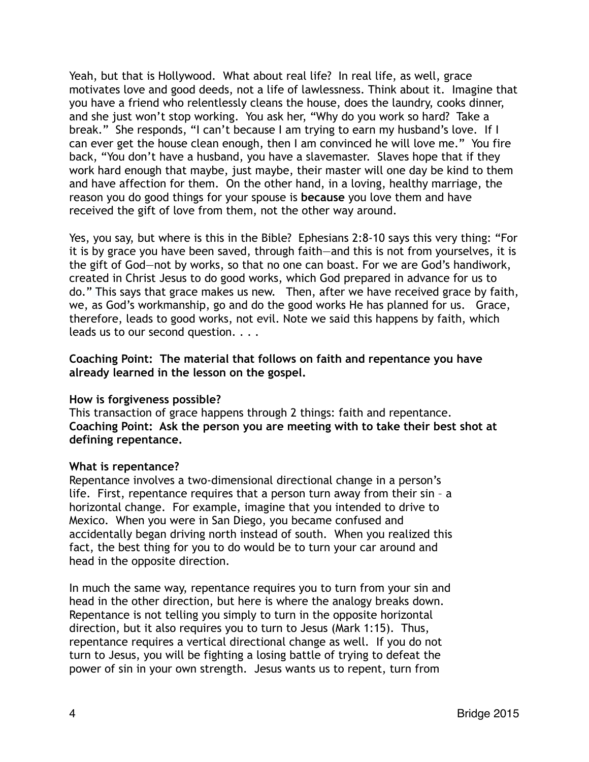Yeah, but that is Hollywood. What about real life? In real life, as well, grace motivates love and good deeds, not a life of lawlessness. Think about it. Imagine that you have a friend who relentlessly cleans the house, does the laundry, cooks dinner, and she just won't stop working. You ask her, "Why do you work so hard? Take a break." She responds, "I can't because I am trying to earn my husband's love. If I can ever get the house clean enough, then I am convinced he will love me." You fire back, "You don't have a husband, you have a slavemaster. Slaves hope that if they work hard enough that maybe, just maybe, their master will one day be kind to them and have affection for them. On the other hand, in a loving, healthy marriage, the reason you do good things for your spouse is **because** you love them and have received the gift of love from them, not the other way around.

Yes, you say, but where is this in the Bible? Ephesians 2:8-10 says this very thing: "For it is by grace you have been saved, through faith—and this is not from yourselves, it is the gift of God—not by works, so that no one can boast. For we are God's handiwork, created in Christ Jesus to do good works, which God prepared in advance for us to do." This says that grace makes us new. Then, after we have received grace by faith, we, as God's workmanship, go and do the good works He has planned for us. Grace, therefore, leads to good works, not evil. Note we said this happens by faith, which leads us to our second question. . . .

**Coaching Point: The material that follows on faith and repentance you have already learned in the lesson on the gospel.**

**How is forgiveness possible?**
This transaction of grace happens through 2 things: faith and repentance.
**Coaching Point: Ask the person you are meeting with to take their best shot at defining repentance.**

**What is repentance?**
Repentance involves a two-dimensional directional change in a person's life. First, repentance requires that a person turn away from their sin – a horizontal change. For example, imagine that you intended to drive to Mexico. When you were in San Diego, you became confused and accidentally began driving north instead of south. When you realized this fact, the best thing for you to do would be to turn your car around and head in the opposite direction.

In much the same way, repentance requires you to turn from your sin and head in the other direction, but here is where the analogy breaks down. Repentance is not telling you simply to turn in the opposite horizontal direction, but it also requires you to turn to Jesus (Mark 1:15). Thus, repentance requires a vertical directional change as well. If you do not turn to Jesus, you will be fighting a losing battle of trying to defeat the power of sin in your own strength. Jesus wants us to repent, turn from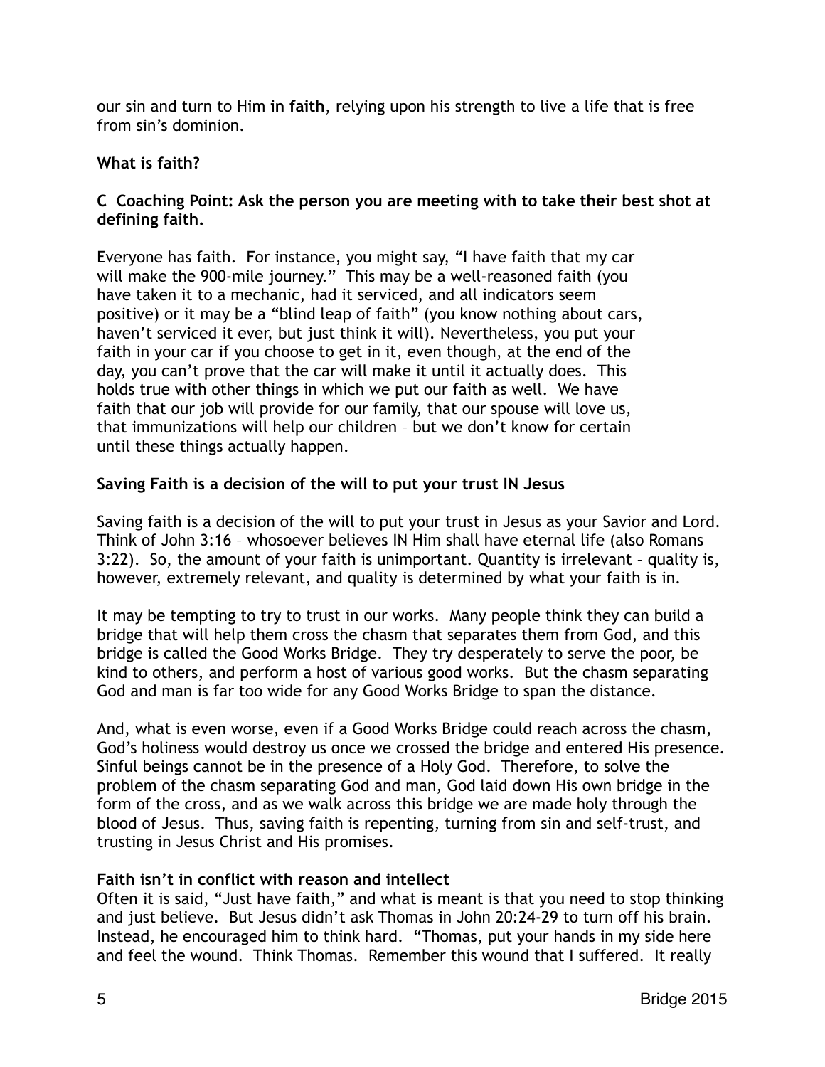our sin and turn to Him **in faith**, relying upon his strength to live a life that is free from sin's dominion.

**What is faith?**

**C Coaching Point: Ask the person you are meeting with to take their best shot at defining faith.**

Everyone has faith. For instance, you might say, "I have faith that my car will make the 900-mile journey." This may be a well-reasoned faith (you have taken it to a mechanic, had it serviced, and all indicators seem positive) or it may be a "blind leap of faith" (you know nothing about cars, haven't serviced it ever, but just think it will). Nevertheless, you put your faith in your car if you choose to get in it, even though, at the end of the day, you can't prove that the car will make it until it actually does. This holds true with other things in which we put our faith as well. We have faith that our job will provide for our family, that our spouse will love us, that immunizations will help our children – but we don't know for certain until these things actually happen.

**Saving Faith is a decision of the will to put your trust IN Jesus**

Saving faith is a decision of the will to put your trust in Jesus as your Savior and Lord. Think of John 3:16 – whosoever believes IN Him shall have eternal life (also Romans 3:22). So, the amount of your faith is unimportant. Quantity is irrelevant – quality is, however, extremely relevant, and quality is determined by what your faith is in.

It may be tempting to try to trust in our works. Many people think they can build a bridge that will help them cross the chasm that separates them from God, and this bridge is called the Good Works Bridge. They try desperately to serve the poor, be kind to others, and perform a host of various good works. But the chasm separating God and man is far too wide for any Good Works Bridge to span the distance.

And, what is even worse, even if a Good Works Bridge could reach across the chasm, God's holiness would destroy us once we crossed the bridge and entered His presence. Sinful beings cannot be in the presence of a Holy God. Therefore, to solve the problem of the chasm separating God and man, God laid down His own bridge in the form of the cross, and as we walk across this bridge we are made holy through the blood of Jesus. Thus, saving faith is repenting, turning from sin and self-trust, and trusting in Jesus Christ and His promises.

**Faith isn't in conflict with reason and intellect**

Often it is said, "Just have faith," and what is meant is that you need to stop thinking and just believe. But Jesus didn't ask Thomas in John 20:24-29 to turn off his brain. Instead, he encouraged him to think hard. "Thomas, put your hands in my side here and feel the wound. Think Thomas. Remember this wound that I suffered. It really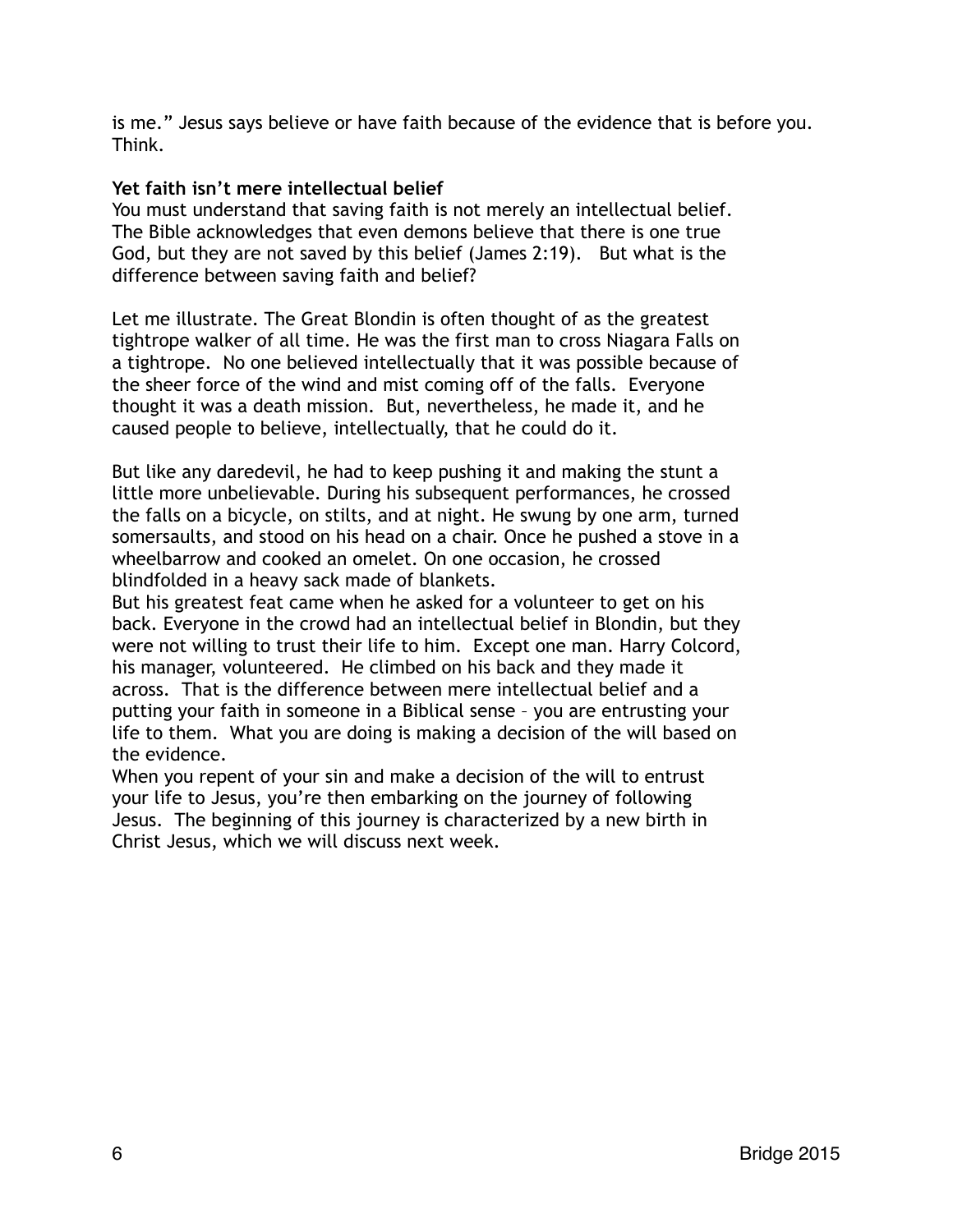is me." Jesus says believe or have faith because of the evidence that is before you. Think.

**Yet faith isn't mere intellectual belief**

You must understand that saving faith is not merely an intellectual belief. The Bible acknowledges that even demons believe that there is one true God, but they are not saved by this belief (James 2:19). But what is the difference between saving faith and belief?

Let me illustrate. The Great Blondin is often thought of as the greatest tightrope walker of all time. He was the first man to cross Niagara Falls on a tightrope. No one believed intellectually that it was possible because of the sheer force of the wind and mist coming off of the falls. Everyone thought it was a death mission. But, nevertheless, he made it, and he caused people to believe, intellectually, that he could do it.

But like any daredevil, he had to keep pushing it and making the stunt a little more unbelievable. During his subsequent performances, he crossed the falls on a bicycle, on stilts, and at night. He swung by one arm, turned somersaults, and stood on his head on a chair. Once he pushed a stove in a wheelbarrow and cooked an omelet. On one occasion, he crossed blindfolded in a heavy sack made of blankets.

But his greatest feat came when he asked for a volunteer to get on his back. Everyone in the crowd had an intellectual belief in Blondin, but they were not willing to trust their life to him. Except one man. Harry Colcord, his manager, volunteered. He climbed on his back and they made it across. That is the difference between mere intellectual belief and a putting your faith in someone in a Biblical sense – you are entrusting your life to them. What you are doing is making a decision of the will based on the evidence.

When you repent of your sin and make a decision of the will to entrust your life to Jesus, you're then embarking on the journey of following Jesus. The beginning of this journey is characterized by a new birth in Christ Jesus, which we will discuss next week.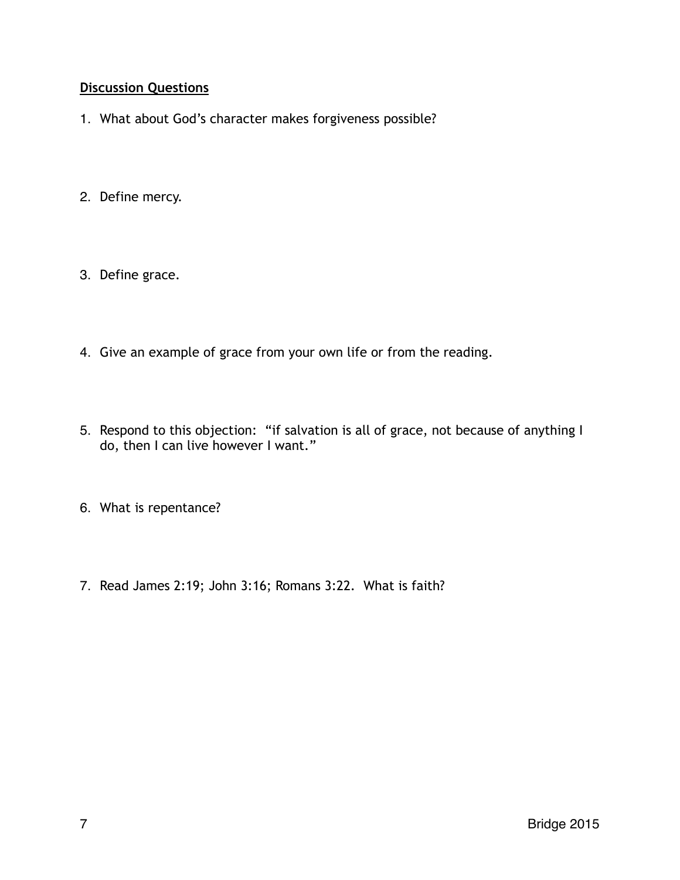**Discussion Questions**

1. What about God's character makes forgiveness possible?

2. Define mercy.

3. Define grace.

4. Give an example of grace from your own life or from the reading.

5. Respond to this objection: "if salvation is all of grace, not because of anything I do, then I can live however I want."

6. What is repentance?

7. Read James 2:19; John 3:16; Romans 3:22. What is faith?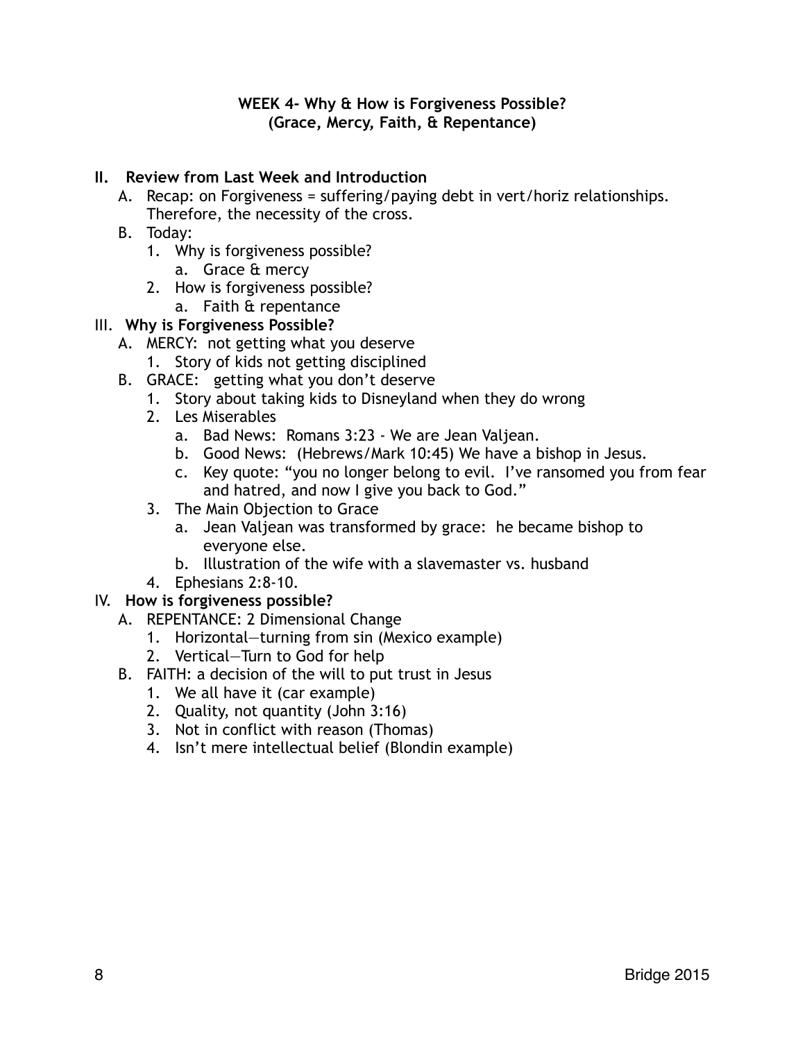**WEEK 4- Why & How is Forgiveness Possible?**
**(Grace, Mercy, Faith, & Repentance)**

II. **Review from Last Week and Introduction**
   A. Recap: on Forgiveness = suffering/paying debt in vert/horiz relationships. Therefore, the necessity of the cross.
   B. Today:
      1. Why is forgiveness possible?
         a. Grace & mercy
      2. How is forgiveness possible?
         a. Faith & repentance

III. **Why is Forgiveness Possible?**
   A. MERCY: not getting what you deserve
      1. Story of kids not getting disciplined
   B. GRACE: getting what you don't deserve
      1. Story about taking kids to Disneyland when they do wrong
      2. Les Miserables
         a. Bad News: Romans 3:23 - We are Jean Valjean.
         b. Good News: (Hebrews/Mark 10:45) We have a bishop in Jesus.
         c. Key quote: "you no longer belong to evil. I've ransomed you from fear and hatred, and now I give you back to God."
      3. The Main Objection to Grace
         a. Jean Valjean was transformed by grace: he became bishop to everyone else.
         b. Illustration of the wife with a slavemaster vs. husband
      4. Ephesians 2:8-10.

IV. **How is forgiveness possible?**
   A. REPENTANCE: 2 Dimensional Change
      1. Horizontal—turning from sin (Mexico example)
      2. Vertical—Turn to God for help
   B. FAITH: a decision of the will to put trust in Jesus
      1. We all have it (car example)
      2. Quality, not quantity (John 3:16)
      3. Not in conflict with reason (Thomas)
      4. Isn't mere intellectual belief (Blondin example)